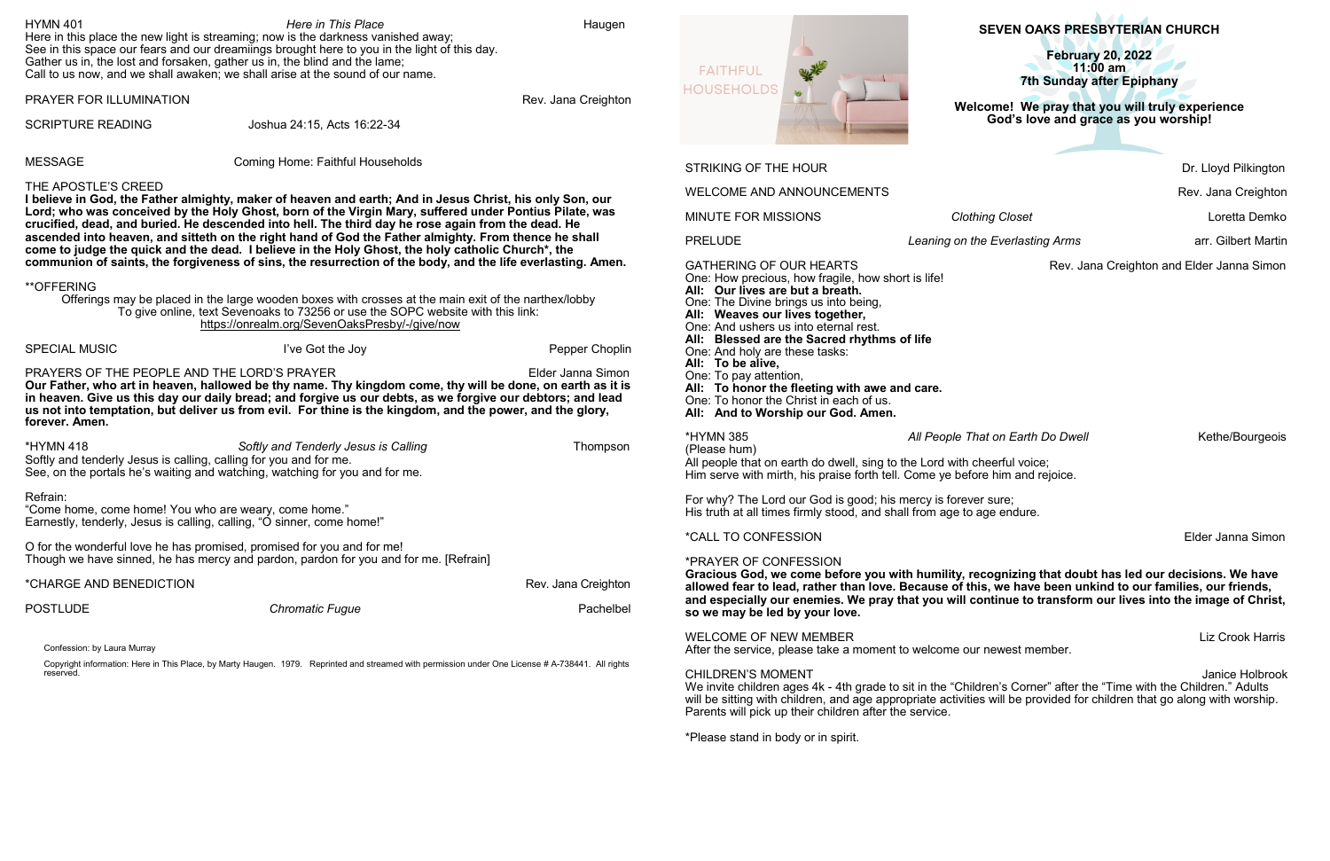# SEVEN OAKS PRESBYTERIAN CHURCH

**February 20, 2022**
**11:00 am**
**7th Sunday after Epiphany**

**Welcome! We pray that you will truly experience God's love and grace as you worship!**

FAITHFUL HOUSEHOLDS

STRIKING OF THE HOUR — Dr. Lloyd Pilkington

WELCOME AND ANNOUNCEMENTS — Rev. Jana Creighton

MINUTE FOR MISSIONS — *Clothing Closet* — Loretta Demko

PRELUDE — *Leaning on the Everlasting Arms* — arr. Gilbert Martin

GATHERING OF OUR HEARTS — Rev. Jana Creighton and Elder Janna Simon

One: How precious, how fragile, how short is life!
**All: Our lives are but a breath.**
One: The Divine brings us into being,
**All: Weaves our lives together,**
One: And ushers us into eternal rest.
**All: Blessed are the Sacred rhythms of life**
One: And holy are these tasks:
**All: To be alive,**
One: To pay attention,
**All: To honor the fleeting with awe and care.**
One: To honor the Christ in each of us.
**All: And to Worship our God. Amen.**

*HYMN 385 — *All People That on Earth Do Dwell* — Kethe/Bourgeois
(Please hum)
All people that on earth do dwell, sing to the Lord with cheerful voice;
Him serve with mirth, his praise forth tell. Come ye before him and rejoice.

For why? The Lord our God is good; his mercy is forever sure;
His truth at all times firmly stood, and shall from age to age endure.

*CALL TO CONFESSION — Elder Janna Simon

*PRAYER OF CONFESSION
**Gracious God, we come before you with humility, recognizing that doubt has led our decisions. We have allowed fear to lead, rather than love. Because of this, we have been unkind to our families, our friends, and especially our enemies. We pray that you will continue to transform our lives into the image of Christ, so we may be led by your love.**

WELCOME OF NEW MEMBER — Liz Crook Harris
After the service, please take a moment to welcome our newest member.

CHILDREN'S MOMENT — Janice Holbrook
We invite children ages 4k - 4th grade to sit in the "Children's Corner" after the "Time with the Children." Adults will be sitting with children, and age appropriate activities will be provided for children that go along with worship. Parents will pick up their children after the service.

*Please stand in body or in spirit.

HYMN 401 — *Here in This Place* — Haugen
Here in this place the new light is streaming; now is the darkness vanished away;
See in this space our fears and our dreamiings brought here to you in the light of this day.
Gather us in, the lost and forsaken, gather us in, the blind and the lame;
Call to us now, and we shall awaken; we shall arise at the sound of our name.

PRAYER FOR ILLUMINATION — Rev. Jana Creighton

SCRIPTURE READING — Joshua 24:15, Acts 16:22-34

MESSAGE — Coming Home: Faithful Households

THE APOSTLE'S CREED
**I believe in God, the Father almighty, maker of heaven and earth; And in Jesus Christ, his only Son, our Lord; who was conceived by the Holy Ghost, born of the Virgin Mary, suffered under Pontius Pilate, was crucified, dead, and buried. He descended into hell. The third day he rose again from the dead. He ascended into heaven, and sitteth on the right hand of God the Father almighty. From thence he shall come to judge the quick and the dead. I believe in the Holy Ghost, the holy catholic Church\*, the communion of saints, the forgiveness of sins, the resurrection of the body, and the life everlasting. Amen.**

**OFFERING
Offerings may be placed in the large wooden boxes with crosses at the main exit of the narthex/lobby
To give online, text Sevenoaks to 73256 or use the SOPC website with this link:
https://onrealm.org/SevenOaksPresby/-/give/now

SPECIAL MUSIC — I've Got the Joy — Pepper Choplin

PRAYERS OF THE PEOPLE AND THE LORD'S PRAYER — Elder Janna Simon
**Our Father, who art in heaven, hallowed be thy name. Thy kingdom come, thy will be done, on earth as it is in heaven. Give us this day our daily bread; and forgive us our debts, as we forgive our debtors; and lead us not into temptation, but deliver us from evil. For thine is the kingdom, and the power, and the glory, forever. Amen.**

*HYMN 418 — *Softly and Tenderly Jesus is Calling* — Thompson
Softly and tenderly Jesus is calling, calling for you and for me.
See, on the portals he's waiting and watching, watching for you and for me.

Refrain:
"Come home, come home! You who are weary, come home."
Earnestly, tenderly, Jesus is calling, calling, "O sinner, come home!"

O for the wonderful love he has promised, promised for you and for me!
Though we have sinned, he has mercy and pardon, pardon for you and for me. [Refrain]

*CHARGE AND BENEDICTION — Rev. Jana Creighton

POSTLUDE — *Chromatic Fugue* — Pachelbel

Confession: by Laura Murray

Copyright information: Here in This Place, by Marty Haugen. 1979. Reprinted and streamed with permission under One License # A-738441. All rights reserved.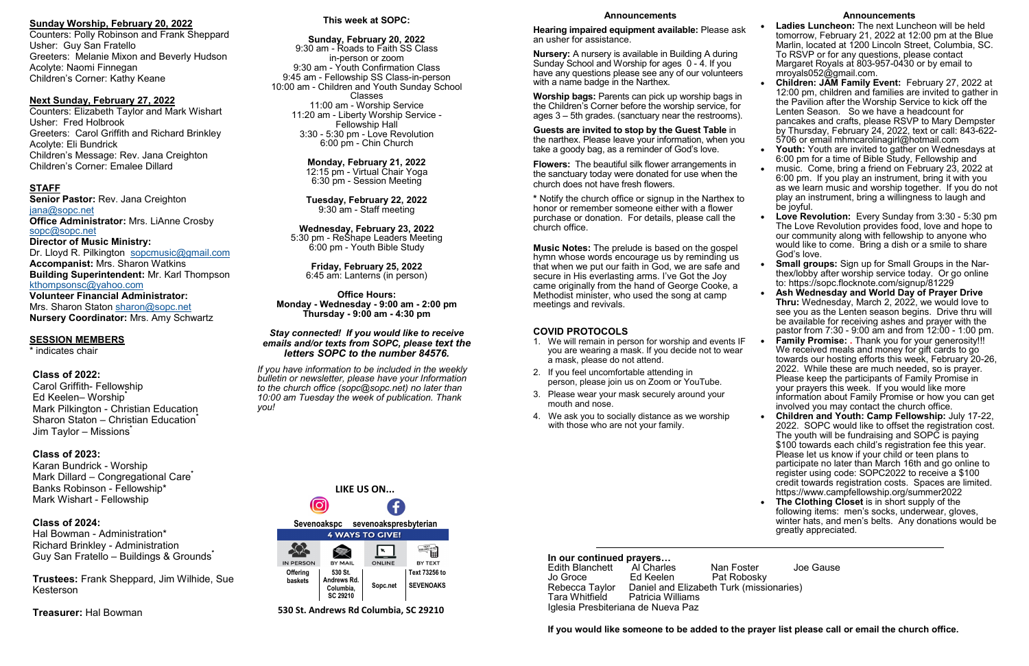**Sunday Worship, February 20, 2022**

Counters: Polly Robinson and Frank Sheppard
Usher: Guy San Fratello
Greeters: Melanie Mixon and Beverly Hudson
Acolyte: Naomi Finnegan
Children's Corner: Kathy Keane

**Next Sunday, February 27, 2022**

Counters: Elizabeth Taylor and Mark Wishart
Usher: Fred Holbrook
Greeters: Carol Griffith and Richard Brinkley
Acolyte: Eli Bundrick
Children's Message: Rev. Jana Creighton
Children's Corner: Emalee Dillard

**STAFF**

**Senior Pastor:** Rev. Jana Creighton
jana@sopc.net
**Office Administrator:** Mrs. LiAnne Crosby
sopc@sopc.net
**Director of Music Ministry:**
Dr. Lloyd R. Pilkington sopcmusic@gmail.com
**Accompanist:** Mrs. Sharon Watkins
**Building Superintendent:** Mr. Karl Thompson
kthompsonsc@yahoo.com
**Volunteer Financial Administrator:**
Mrs. Sharon Staton sharon@sopc.net
**Nursery Coordinator:** Mrs. Amy Schwartz

**SESSION MEMBERS**

\* indicates chair

**Class of 2022:**
Carol Griffith- Fellowship
Ed Keelen– Worship*
Mark Pilkington - Christian Education
Sharon Staton – Christian Education*
Jim Taylor – Missions*

**Class of 2023:**
Karan Bundrick - Worship
Mark Dillard – Congregational Care*
Banks Robinson - Fellowship*
Mark Wishart - Fellowship

**Class of 2024:**
Hal Bowman - Administration*
Richard Brinkley - Administration
Guy San Fratello – Buildings & Grounds*

**Trustees:** Frank Sheppard, Jim Wilhide, Sue Kesterson

**Treasurer:** Hal Bowman

**This week at SOPC:**

**Sunday, February 20, 2022**
9:30 am - Roads to Faith SS Class in-person or zoom
9:30 am - Youth Confirmation Class
9:45 am - Fellowship SS Class-in-person
10:00 am - Children and Youth Sunday School Classes
11:00 am - Worship Service
11:20 am - Liberty Worship Service - Fellowship Hall
3:30 - 5:30 pm - Love Revolution
6:00 pm - Chin Church

**Monday, February 21, 2022**
12:15 pm - Virtual Chair Yoga
6:30 pm - Session Meeting

**Tuesday, February 22, 2022**
9:30 am - Staff meeting

**Wednesday, February 23, 2022**
5:30 pm - ReShape Leaders Meeting
6:00 pm - Youth Bible Study

**Friday, February 25, 2022**
6:45 am: Lanterns (in person)

**Office Hours:**
**Monday - Wednesday - 9:00 am - 2:00 pm**
**Thursday - 9:00 am - 4:30 pm**

***Stay connected! If you would like to receive emails and/or texts from SOPC, please text the letters SOPC to the number 84576.***

*If you have information to be included in the weekly bulletin or newsletter, please have your Information to the church office (sopc@sopc.net) no later than 10:00 am Tuesday the week of publication. Thank you!*

**LIKE US ON...**

Sevenoakspc sevenoakspresbyterian

**4 WAYS TO GIVE!**

| IN PERSON | BY MAIL | ONLINE | BY TEXT |
| --- | --- | --- | --- |
| Offering baskets | 530 St. Andrews Rd. Columbia, SC 29210 | Sopc.net | Text 73256 to SEVENOAKS |

**530 St. Andrews Rd Columbia, SC 29210**

## Announcements

**Hearing impaired equipment available:** Please ask an usher for assistance.

**Nursery:** A nursery is available in Building A during Sunday School and Worship for ages 0 - 4. If you have any questions please see any of our volunteers with a name badge in the Narthex.

**Worship bags:** Parents can pick up worship bags in the Children's Corner before the worship service, for ages 3 – 5th grades. (sanctuary near the restrooms).

**Guests are invited to stop by the Guest Table** in the narthex. Please leave your information, when you take a goody bag, as a reminder of God's love.

**Flowers:** The beautiful silk flower arrangements in the sanctuary today were donated for use when the church does not have fresh flowers.

**\*** Notify the church office or signup in the Narthex to honor or remember someone either with a flower purchase or donation. For details, please call the church office.

**Music Notes:** The prelude is based on the gospel hymn whose words encourage us by reminding us that when we put our faith in God, we are safe and secure in His everlasting arms. I've Got the Joy came originally from the hand of George Cooke, a Methodist minister, who used the song at camp meetings and revivals.

**COVID PROTOCOLS**

1. We will remain in person for worship and events IF you are wearing a mask. If you decide not to wear a mask, please do not attend.
2. If you feel uncomfortable attending in person, please join us on Zoom or YouTube.
3. Please wear your mask securely around your mouth and nose.
4. We ask you to socially distance as we worship with those who are not your family.

## Announcements

- **Ladies Luncheon:** The next Luncheon will be held tomorrow, February 21, 2022 at 12:00 pm at the Blue Marlin, located at 1200 Lincoln Street, Columbia, SC. To RSVP or for any questions, please contact Margaret Royals at 803-957-0430 or by email to mroyals052@gmail.com.
- **Children: JAM Family Event:** February 27, 2022 at 12:00 pm, children and families are invited to gather in the Pavilion after the Worship Service to kick off the Lenten Season. So we have a headcount for pancakes and crafts, please RSVP to Mary Dempster by Thursday, February 24, 2022, text or call: 843-622-5706 or email mhmcarolinagirl@hotmail.com
- **Youth:** Youth are invited to gather on Wednesdays at 6:00 pm for a time of Bible Study, Fellowship and
- music. Come, bring a friend on February 23, 2022 at 6:00 pm. If you play an instrument, bring it with you as we learn music and worship together. If you do not play an instrument, bring a willingness to laugh and be joyful.
- **Love Revolution:** Every Sunday from 3:30 - 5:30 pm The Love Revolution provides food, love and hope to our community along with fellowship to anyone who would like to come. Bring a dish or a smile to share God's love.
- **Small groups:** Sign up for Small Groups in the Narthex/lobby after worship service today. Or go online to: https://sopc.flocknote.com/signup/81229
- **Ash Wednesday and World Day of Prayer Drive Thru:** Wednesday, March 2, 2022, we would love to see you as the Lenten season begins. Drive thru will be available for receiving ashes and prayer with the pastor from 7:30 - 9:00 am and from 12:00 - 1:00 pm.
- **Family Promise:** . Thank you for your generosity!!! We received meals and money for gift cards to go towards our hosting efforts this week, February 20-26, 2022. While these are much needed, so is prayer. Please keep the participants of Family Promise in your prayers this week. If you would like more information about Family Promise or how you can get involved you may contact the church office.
- **Children and Youth: Camp Fellowship:** July 17-22, 2022. SOPC would like to offset the registration cost. The youth will be fundraising and SOPC is paying $100 towards each child's registration fee this year. Please let us know if your child or teen plans to participate no later than March 16th and go online to register using code: SOPC2022 to receive a $100 credit towards registration costs. Spaces are limited. https://www.campfellowship.org/summer2022
- **The Clothing Closet** is in short supply of the following items: men's socks, underwear, gloves, winter hats, and men's belts. Any donations would be greatly appreciated.

**In our continued prayers…**

Edith Blanchett, Al Charles, Nan Foster, Joe Gause
Jo Groce, Ed Keelen, Pat Robosky
Rebecca Taylor, Daniel and Elizabeth Turk (missionaries)
Tara Whitfield, Patricia Williams
Iglesia Presbiteriana de Nueva Paz

**If you would like someone to be added to the prayer list please call or email the church office.**